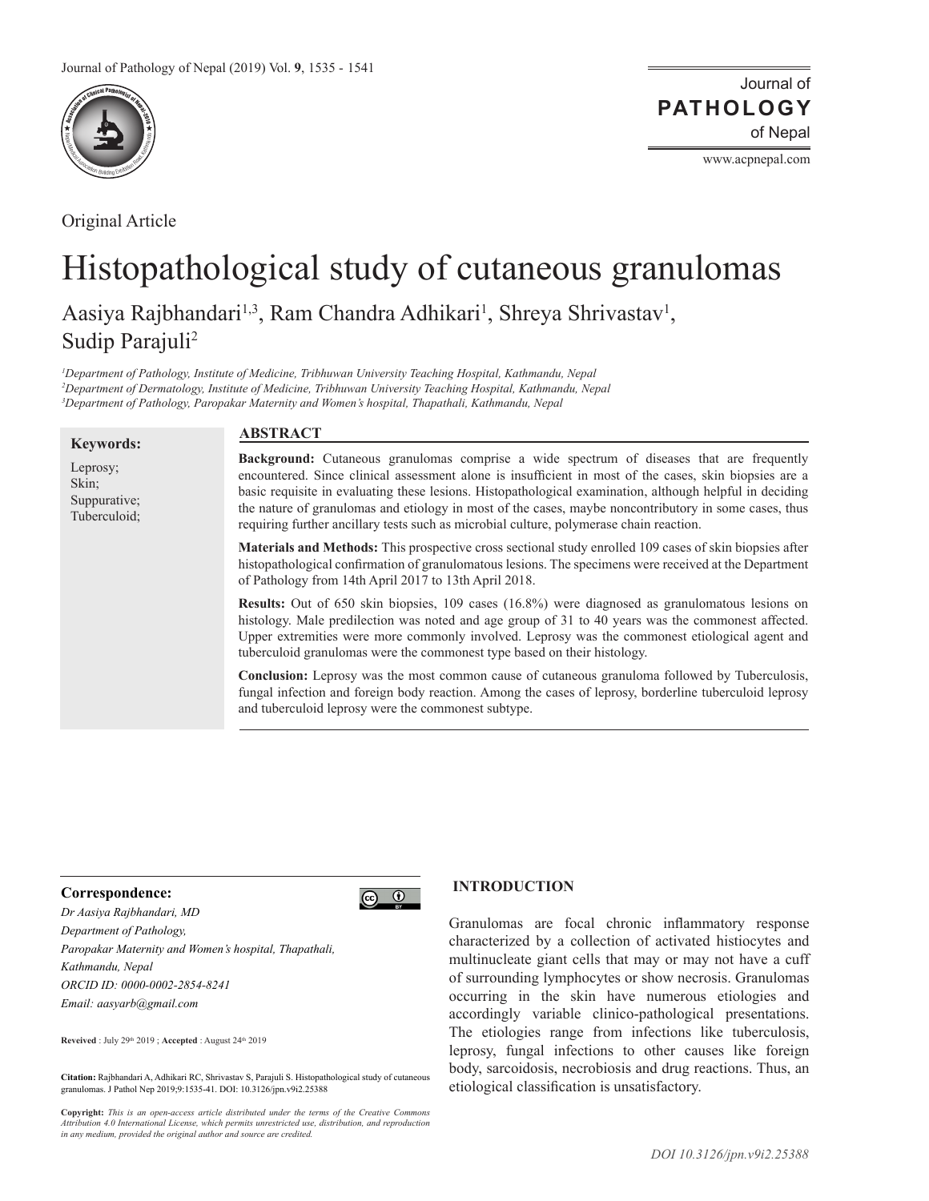Original Article

# Histopathological study of cutaneous granulomas

Aasiya Rajbhandari[1,3], Ram Chandra Adhikari[1], Shreya Shrivastav[1], Sudip Parajuli[2]

*[1]Department of Pathology, Institute of Medicine, Tribhuwan University Teaching Hospital, Kathmandu, Nepal*
*[2]Department of Dermatology, Institute of Medicine, Tribhuwan University Teaching Hospital, Kathmandu, Nepal*
*[3]Department of Pathology, Paropakar Maternity and Women's hospital, Thapathali, Kathmandu, Nepal*

**Keywords:**

Leprosy;
Skin;
Suppurative;
Tuberculoid;

## ABSTRACT

**Background:** Cutaneous granulomas comprise a wide spectrum of diseases that are frequently encountered. Since clinical assessment alone is insufficient in most of the cases, skin biopsies are a basic requisite in evaluating these lesions. Histopathological examination, although helpful in deciding the nature of granulomas and etiology in most of the cases, maybe noncontributory in some cases, thus requiring further ancillary tests such as microbial culture, polymerase chain reaction.

**Materials and Methods:** This prospective cross sectional study enrolled 109 cases of skin biopsies after histopathological confirmation of granulomatous lesions. The specimens were received at the Department of Pathology from 14th April 2017 to 13th April 2018.

**Results:** Out of 650 skin biopsies, 109 cases (16.8%) were diagnosed as granulomatous lesions on histology. Male predilection was noted and age group of 31 to 40 years was the commonest affected. Upper extremities were more commonly involved. Leprosy was the commonest etiological agent and tuberculoid granulomas were the commonest type based on their histology.

**Conclusion:** Leprosy was the most common cause of cutaneous granuloma followed by Tuberculosis, fungal infection and foreign body reaction. Among the cases of leprosy, borderline tuberculoid leprosy and tuberculoid leprosy were the commonest subtype.

**Correspondence:**

*Dr Aasiya Rajbhandari, MD*
*Department of Pathology,*
*Paropakar Maternity and Women's hospital, Thapathali,*
*Kathmandu, Nepal*
*ORCID ID: 0000-0002-2854-8241*
*Email: aasyarb@gmail.com*

**Reveived** : July 29th 2019 ; **Accepted** : August 24th 2019

**Citation:** Rajbhandari A, Adhikari RC, Shrivastav S, Parajuli S. Histopathological study of cutaneous granulomas. J Pathol Nep 2019;9:1535-41. DOI: 10.3126/jpn.v9i2.25388

**Copyright:** *This is an open-access article distributed under the terms of the Creative Commons Attribution 4.0 International License, which permits unrestricted use, distribution, and reproduction in any medium, provided the original author and source are credited.*

## INTRODUCTION

Granulomas are focal chronic inflammatory response characterized by a collection of activated histiocytes and multinucleate giant cells that may or may not have a cuff of surrounding lymphocytes or show necrosis. Granulomas occurring in the skin have numerous etiologies and accordingly variable clinico-pathological presentations. The etiologies range from infections like tuberculosis, leprosy, fungal infections to other causes like foreign body, sarcoidosis, necrobiosis and drug reactions. Thus, an etiological classification is unsatisfactory.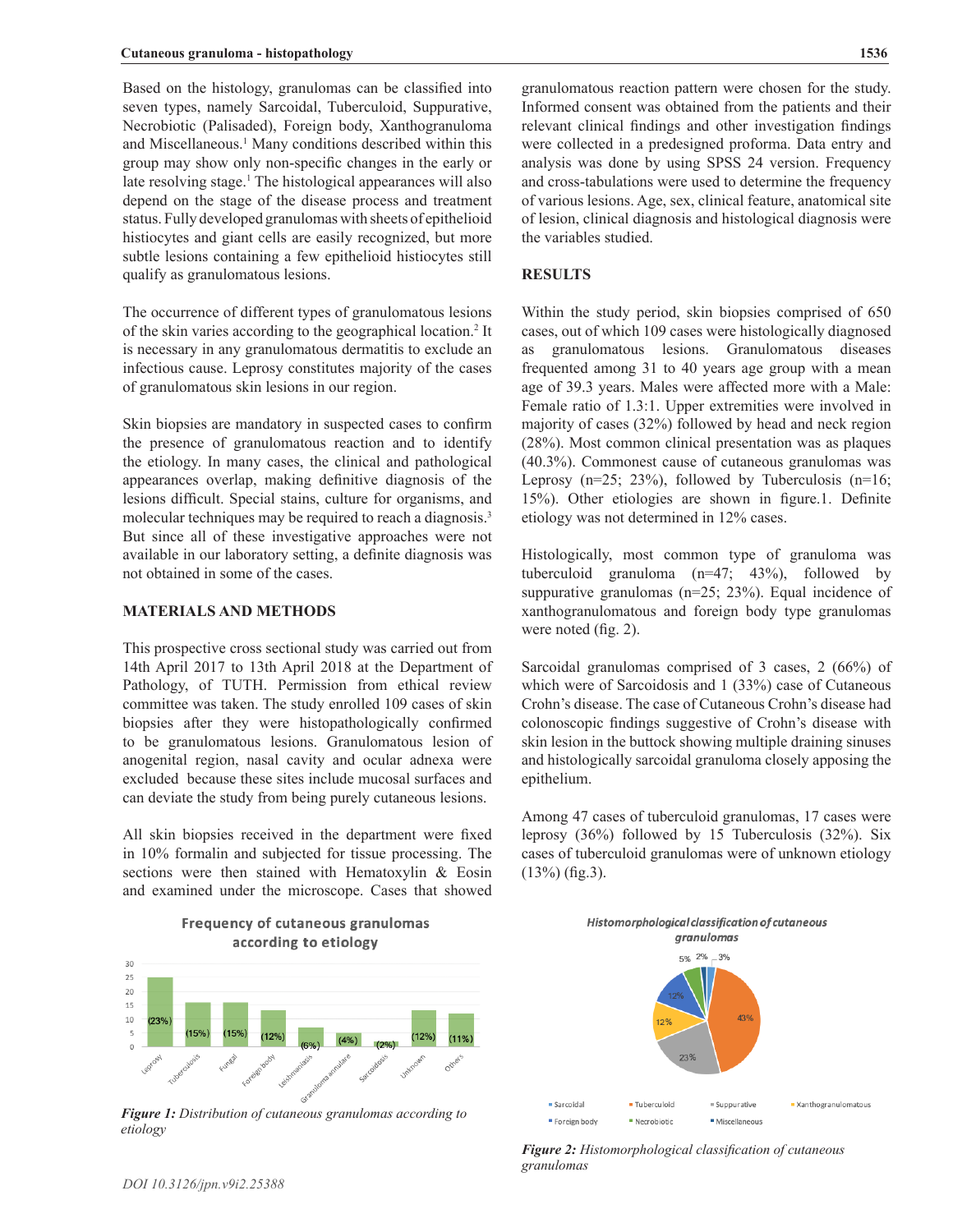Based on the histology, granulomas can be classified into seven types, namely Sarcoidal, Tuberculoid, Suppurative, Necrobiotic (Palisaded), Foreign body, Xanthogranuloma and Miscellaneous.[1] Many conditions described within this group may show only non-specific changes in the early or late resolving stage.[1] The histological appearances will also depend on the stage of the disease process and treatment status. Fully developed granulomas with sheets of epithelioid histiocytes and giant cells are easily recognized, but more subtle lesions containing a few epithelioid histiocytes still qualify as granulomatous lesions.

The occurrence of different types of granulomatous lesions of the skin varies according to the geographical location.[2] It is necessary in any granulomatous dermatitis to exclude an infectious cause. Leprosy constitutes majority of the cases of granulomatous skin lesions in our region.

Skin biopsies are mandatory in suspected cases to confirm the presence of granulomatous reaction and to identify the etiology. In many cases, the clinical and pathological appearances overlap, making definitive diagnosis of the lesions difficult. Special stains, culture for organisms, and molecular techniques may be required to reach a diagnosis.[3] But since all of these investigative approaches were not available in our laboratory setting, a definite diagnosis was not obtained in some of the cases.

## MATERIALS AND METHODS

This prospective cross sectional study was carried out from 14th April 2017 to 13th April 2018 at the Department of Pathology, of TUTH. Permission from ethical review committee was taken. The study enrolled 109 cases of skin biopsies after they were histopathologically confirmed to be granulomatous lesions. Granulomatous lesion of anogenital region, nasal cavity and ocular adnexa were excluded because these sites include mucosal surfaces and can deviate the study from being purely cutaneous lesions.

All skin biopsies received in the department were fixed in 10% formalin and subjected for tissue processing. The sections were then stained with Hematoxylin & Eosin and examined under the microscope. Cases that showed granulomatous reaction pattern were chosen for the study. Informed consent was obtained from the patients and their relevant clinical findings and other investigation findings were collected in a predesigned proforma. Data entry and analysis was done by using SPSS 24 version. Frequency and cross-tabulations were used to determine the frequency of various lesions. Age, sex, clinical feature, anatomical site of lesion, clinical diagnosis and histological diagnosis were the variables studied.

## RESULTS

Within the study period, skin biopsies comprised of 650 cases, out of which 109 cases were histologically diagnosed as granulomatous lesions. Granulomatous diseases frequented among 31 to 40 years age group with a mean age of 39.3 years. Males were affected more with a Male: Female ratio of 1.3:1. Upper extremities were involved in majority of cases (32%) followed by head and neck region (28%). Most common clinical presentation was as plaques (40.3%). Commonest cause of cutaneous granulomas was Leprosy (n=25; 23%), followed by Tuberculosis (n=16; 15%). Other etiologies are shown in figure.1. Definite etiology was not determined in 12% cases.

Histologically, most common type of granuloma was tuberculoid granuloma (n=47; 43%), followed by suppurative granulomas (n=25; 23%). Equal incidence of xanthogranulomatous and foreign body type granulomas were noted (fig. 2).

Sarcoidal granulomas comprised of 3 cases, 2 (66%) of which were of Sarcoidosis and 1 (33%) case of Cutaneous Crohn's disease. The case of Cutaneous Crohn's disease had colonoscopic findings suggestive of Crohn's disease with skin lesion in the buttock showing multiple draining sinuses and histologically sarcoidal granuloma closely apposing the epithelium.

Among 47 cases of tuberculoid granulomas, 17 cases were leprosy (36%) followed by 15 Tuberculosis (32%). Six cases of tuberculoid granulomas were of unknown etiology (13%) (fig.3).

*Figure 1: Distribution of cutaneous granulomas according to etiology*

*Figure 2: Histomorphological classification of cutaneous granulomas*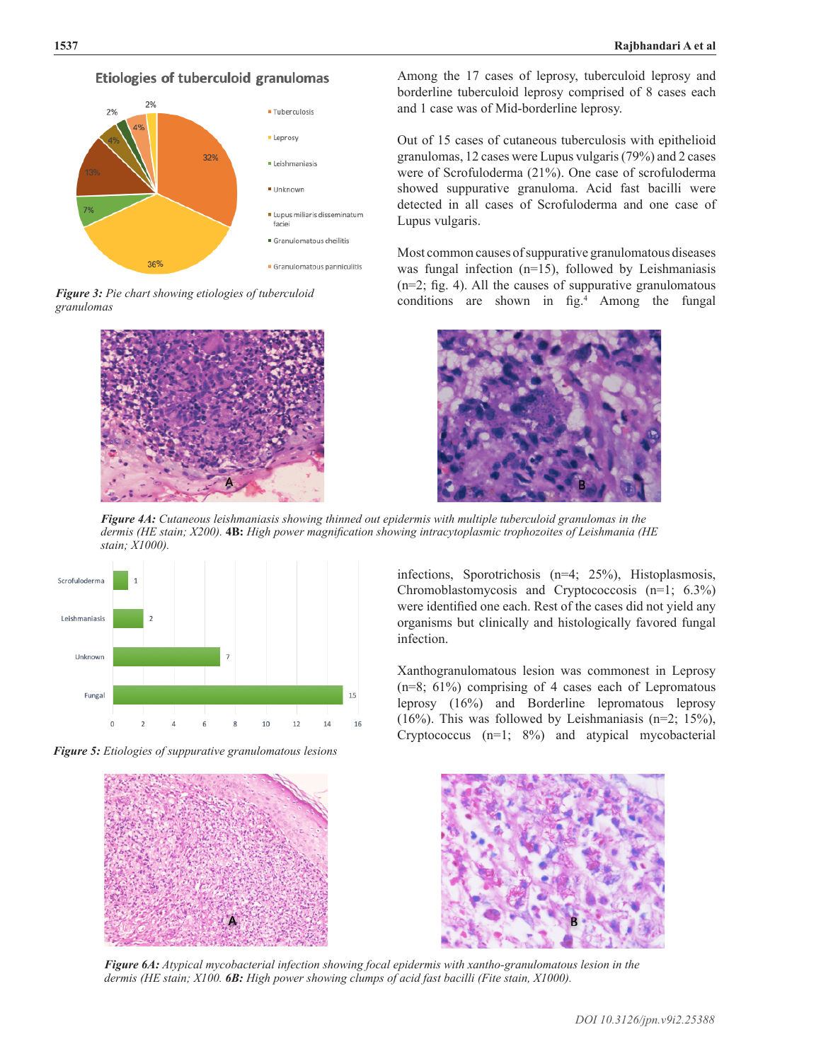Figure 3: Pie chart showing etiologies of tuberculoid granulomas

Among the 17 cases of leprosy, tuberculoid leprosy and borderline tuberculoid leprosy comprised of 8 cases each and 1 case was of Mid-borderline leprosy.

Out of 15 cases of cutaneous tuberculosis with epithelioid granulomas, 12 cases were Lupus vulgaris (79%) and 2 cases were of Scrofuloderma (21%). One case of scrofuloderma showed suppurative granuloma. Acid fast bacilli were detected in all cases of Scrofuloderma and one case of Lupus vulgaris.

Most common causes of suppurative granulomatous diseases was fungal infection (n=15), followed by Leishmaniasis (n=2; fig. 4). All the causes of suppurative granulomatous conditions are shown in fig.[4] Among the fungal infections, Sporotrichosis (n=4; 25%), Histoplasmosis, Chromoblastomycosis and Cryptococcosis (n=1; 6.3%) were identified one each. Rest of the cases did not yield any organisms but clinically and histologically favored fungal infection.

***Figure 4A:*** *Cutaneous leishmaniasis showing thinned out epidermis with multiple tuberculoid granulomas in the dermis (HE stain; X200).* **4B:** *High power magnification showing intracytoplasmic trophozoites of Leishmania (HE stain; X1000).*

***Figure 5:*** *Etiologies of suppurative granulomatous lesions*

Xanthogranulomatous lesion was commonest in Leprosy (n=8; 61%) comprising of 4 cases each of Lepromatous leprosy (16%) and Borderline lepromatous leprosy (16%). This was followed by Leishmaniasis (n=2; 15%), Cryptococcus (n=1; 8%) and atypical mycobacterial

***Figure 6A:*** *Atypical mycobacterial infection showing focal epidermis with xantho-granulomatous lesion in the dermis (HE stain; X100.* **6B:** *High power showing clumps of acid fast bacilli (Fite stain, X1000).*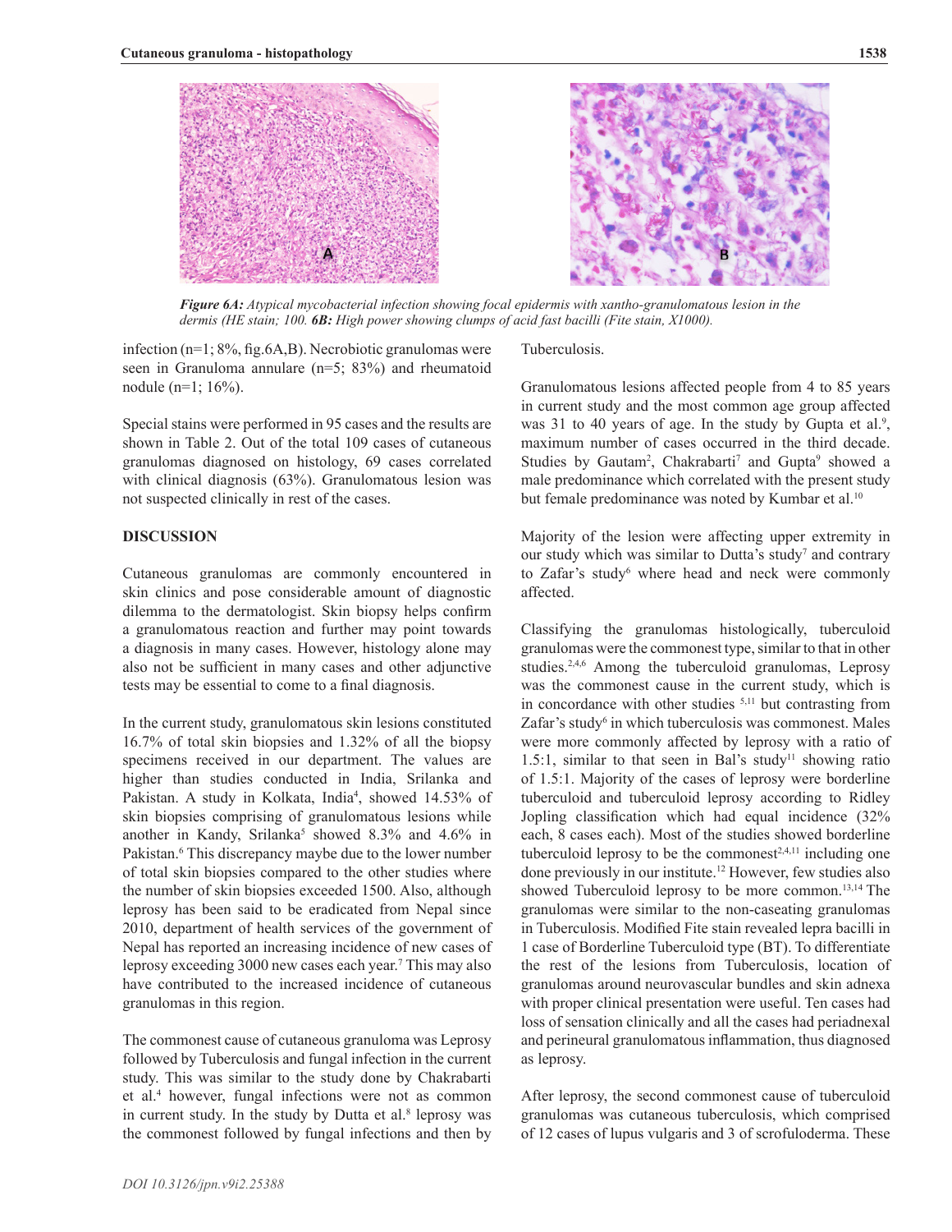*Figure 6A: Atypical mycobacterial infection showing focal epidermis with xantho-granulomatous lesion in the dermis (HE stain; 100.* ***6B:*** *High power showing clumps of acid fast bacilli (Fite stain, X1000).*

infection (n=1; 8%, fig.6A,B). Necrobiotic granulomas were seen in Granuloma annulare (n=5; 83%) and rheumatoid nodule (n=1; 16%).

Special stains were performed in 95 cases and the results are shown in Table 2. Out of the total 109 cases of cutaneous granulomas diagnosed on histology, 69 cases correlated with clinical diagnosis (63%). Granulomatous lesion was not suspected clinically in rest of the cases.

## DISCUSSION

Cutaneous granulomas are commonly encountered in skin clinics and pose considerable amount of diagnostic dilemma to the dermatologist. Skin biopsy helps confirm a granulomatous reaction and further may point towards a diagnosis in many cases. However, histology alone may also not be sufficient in many cases and other adjunctive tests may be essential to come to a final diagnosis.

In the current study, granulomatous skin lesions constituted 16.7% of total skin biopsies and 1.32% of all the biopsy specimens received in our department. The values are higher than studies conducted in India, Srilanka and Pakistan. A study in Kolkata, India[4], showed 14.53% of skin biopsies comprising of granulomatous lesions while another in Kandy, Srilanka[5] showed 8.3% and 4.6% in Pakistan.[6] This discrepancy maybe due to the lower number of total skin biopsies compared to the other studies where the number of skin biopsies exceeded 1500. Also, although leprosy has been said to be eradicated from Nepal since 2010, department of health services of the government of Nepal has reported an increasing incidence of new cases of leprosy exceeding 3000 new cases each year.[7] This may also have contributed to the increased incidence of cutaneous granulomas in this region.

The commonest cause of cutaneous granuloma was Leprosy followed by Tuberculosis and fungal infection in the current study. This was similar to the study done by Chakrabarti et al.[4] however, fungal infections were not as common in current study. In the study by Dutta et al.[8] leprosy was the commonest followed by fungal infections and then by Tuberculosis.

Granulomatous lesions affected people from 4 to 85 years in current study and the most common age group affected was 31 to 40 years of age. In the study by Gupta et al.[9], maximum number of cases occurred in the third decade. Studies by Gautam[2], Chakrabarti[7] and Gupta[9] showed a male predominance which correlated with the present study but female predominance was noted by Kumbar et al.[10]

Majority of the lesion were affecting upper extremity in our study which was similar to Dutta's study[7] and contrary to Zafar's study[6] where head and neck were commonly affected.

Classifying the granulomas histologically, tuberculoid granulomas were the commonest type, similar to that in other studies.[2,4,6] Among the tuberculoid granulomas, Leprosy was the commonest cause in the current study, which is in concordance with other studies [5,11] but contrasting from Zafar's study[6] in which tuberculosis was commonest. Males were more commonly affected by leprosy with a ratio of 1.5:1, similar to that seen in Bal's study[11] showing ratio of 1.5:1. Majority of the cases of leprosy were borderline tuberculoid and tuberculoid leprosy according to Ridley Jopling classification which had equal incidence (32% each, 8 cases each). Most of the studies showed borderline tuberculoid leprosy to be the commonest[2,4,11] including one done previously in our institute.[12] However, few studies also showed Tuberculoid leprosy to be more common.[13,14] The granulomas were similar to the non-caseating granulomas in Tuberculosis. Modified Fite stain revealed lepra bacilli in 1 case of Borderline Tuberculoid type (BT). To differentiate the rest of the lesions from Tuberculosis, location of granulomas around neurovascular bundles and skin adnexa with proper clinical presentation were useful. Ten cases had loss of sensation clinically and all the cases had periadnexal and perineural granulomatous inflammation, thus diagnosed as leprosy.

After leprosy, the second commonest cause of tuberculoid granulomas was cutaneous tuberculosis, which comprised of 12 cases of lupus vulgaris and 3 of scrofuloderma. These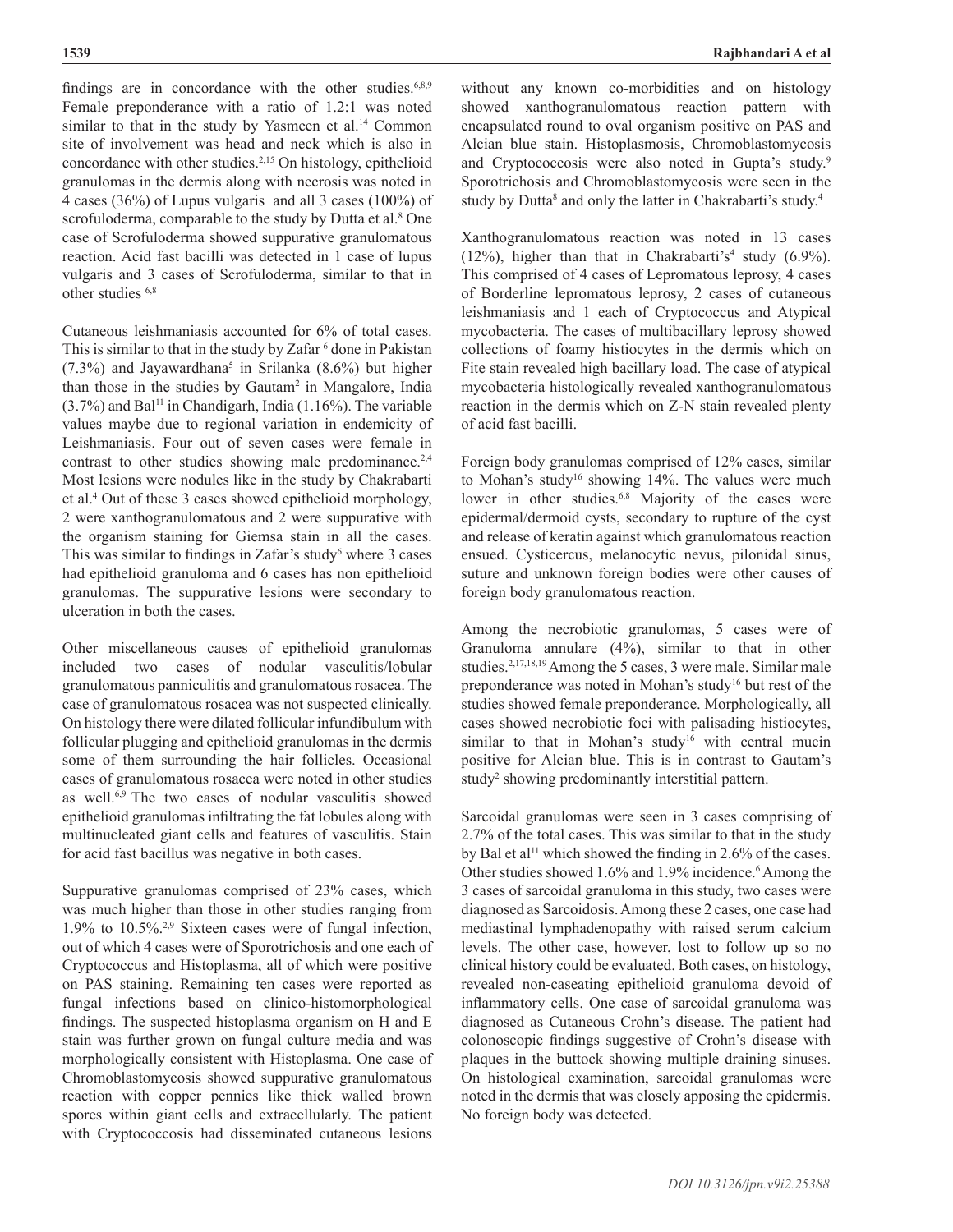findings are in concordance with the other studies.[6,8,9] Female preponderance with a ratio of 1.2:1 was noted similar to that in the study by Yasmeen et al.[14] Common site of involvement was head and neck which is also in concordance with other studies.[2,15] On histology, epithelioid granulomas in the dermis along with necrosis was noted in 4 cases (36%) of Lupus vulgaris and all 3 cases (100%) of scrofuloderma, comparable to the study by Dutta et al.[8] One case of Scrofuloderma showed suppurative granulomatous reaction. Acid fast bacilli was detected in 1 case of lupus vulgaris and 3 cases of Scrofuloderma, similar to that in other studies [6,8]

Cutaneous leishmaniasis accounted for 6% of total cases. This is similar to that in the study by Zafar [6] done in Pakistan (7.3%) and Jayawardhana[5] in Srilanka (8.6%) but higher than those in the studies by Gautam[2] in Mangalore, India (3.7%) and Bal[11] in Chandigarh, India (1.16%). The variable values maybe due to regional variation in endemicity of Leishmaniasis. Four out of seven cases were female in contrast to other studies showing male predominance.[2,4] Most lesions were nodules like in the study by Chakrabarti et al.[4] Out of these 3 cases showed epithelioid morphology, 2 were xanthogranulomatous and 2 were suppurative with the organism staining for Giemsa stain in all the cases. This was similar to findings in Zafar's study[6] where 3 cases had epithelioid granuloma and 6 cases has non epithelioid granulomas. The suppurative lesions were secondary to ulceration in both the cases.

Other miscellaneous causes of epithelioid granulomas included two cases of nodular vasculitis/lobular granulomatous panniculitis and granulomatous rosacea. The case of granulomatous rosacea was not suspected clinically. On histology there were dilated follicular infundibulum with follicular plugging and epithelioid granulomas in the dermis some of them surrounding the hair follicles. Occasional cases of granulomatous rosacea were noted in other studies as well.[6,9] The two cases of nodular vasculitis showed epithelioid granulomas infiltrating the fat lobules along with multinucleated giant cells and features of vasculitis. Stain for acid fast bacillus was negative in both cases.

Suppurative granulomas comprised of 23% cases, which was much higher than those in other studies ranging from 1.9% to 10.5%.[2,9] Sixteen cases were of fungal infection, out of which 4 cases were of Sporotrichosis and one each of Cryptococcus and Histoplasma, all of which were positive on PAS staining. Remaining ten cases were reported as fungal infections based on clinico-histomorphological findings. The suspected histoplasma organism on H and E stain was further grown on fungal culture media and was morphologically consistent with Histoplasma. One case of Chromoblastomycosis showed suppurative granulomatous reaction with copper pennies like thick walled brown spores within giant cells and extracellularly. The patient with Cryptococcosis had disseminated cutaneous lesions without any known co-morbidities and on histology showed xanthogranulomatous reaction pattern with encapsulated round to oval organism positive on PAS and Alcian blue stain. Histoplasmosis, Chromoblastomycosis and Cryptococcosis were also noted in Gupta's study.[9] Sporotrichosis and Chromoblastomycosis were seen in the study by Dutta[8] and only the latter in Chakrabarti's study.[4]

Xanthogranulomatous reaction was noted in 13 cases (12%), higher than that in Chakrabarti's[4] study (6.9%). This comprised of 4 cases of Lepromatous leprosy, 4 cases of Borderline lepromatous leprosy, 2 cases of cutaneous leishmaniasis and 1 each of Cryptococcus and Atypical mycobacteria. The cases of multibacillary leprosy showed collections of foamy histiocytes in the dermis which on Fite stain revealed high bacillary load. The case of atypical mycobacteria histologically revealed xanthogranulomatous reaction in the dermis which on Z-N stain revealed plenty of acid fast bacilli.

Foreign body granulomas comprised of 12% cases, similar to Mohan's study[16] showing 14%. The values were much lower in other studies.[6,8] Majority of the cases were epidermal/dermoid cysts, secondary to rupture of the cyst and release of keratin against which granulomatous reaction ensued. Cysticercus, melanocytic nevus, pilonidal sinus, suture and unknown foreign bodies were other causes of foreign body granulomatous reaction.

Among the necrobiotic granulomas, 5 cases were of Granuloma annulare (4%), similar to that in other studies.[2,17,18,19] Among the 5 cases, 3 were male. Similar male preponderance was noted in Mohan's study[16] but rest of the studies showed female preponderance. Morphologically, all cases showed necrobiotic foci with palisading histiocytes, similar to that in Mohan's study[16] with central mucin positive for Alcian blue. This is in contrast to Gautam's study[2] showing predominantly interstitial pattern.

Sarcoidal granulomas were seen in 3 cases comprising of 2.7% of the total cases. This was similar to that in the study by Bal et al[11] which showed the finding in 2.6% of the cases. Other studies showed 1.6% and 1.9% incidence.[6] Among the 3 cases of sarcoidal granuloma in this study, two cases were diagnosed as Sarcoidosis. Among these 2 cases, one case had mediastinal lymphadenopathy with raised serum calcium levels. The other case, however, lost to follow up so no clinical history could be evaluated. Both cases, on histology, revealed non-caseating epithelioid granuloma devoid of inflammatory cells. One case of sarcoidal granuloma was diagnosed as Cutaneous Crohn's disease. The patient had colonoscopic findings suggestive of Crohn's disease with plaques in the buttock showing multiple draining sinuses. On histological examination, sarcoidal granulomas were noted in the dermis that was closely apposing the epidermis. No foreign body was detected.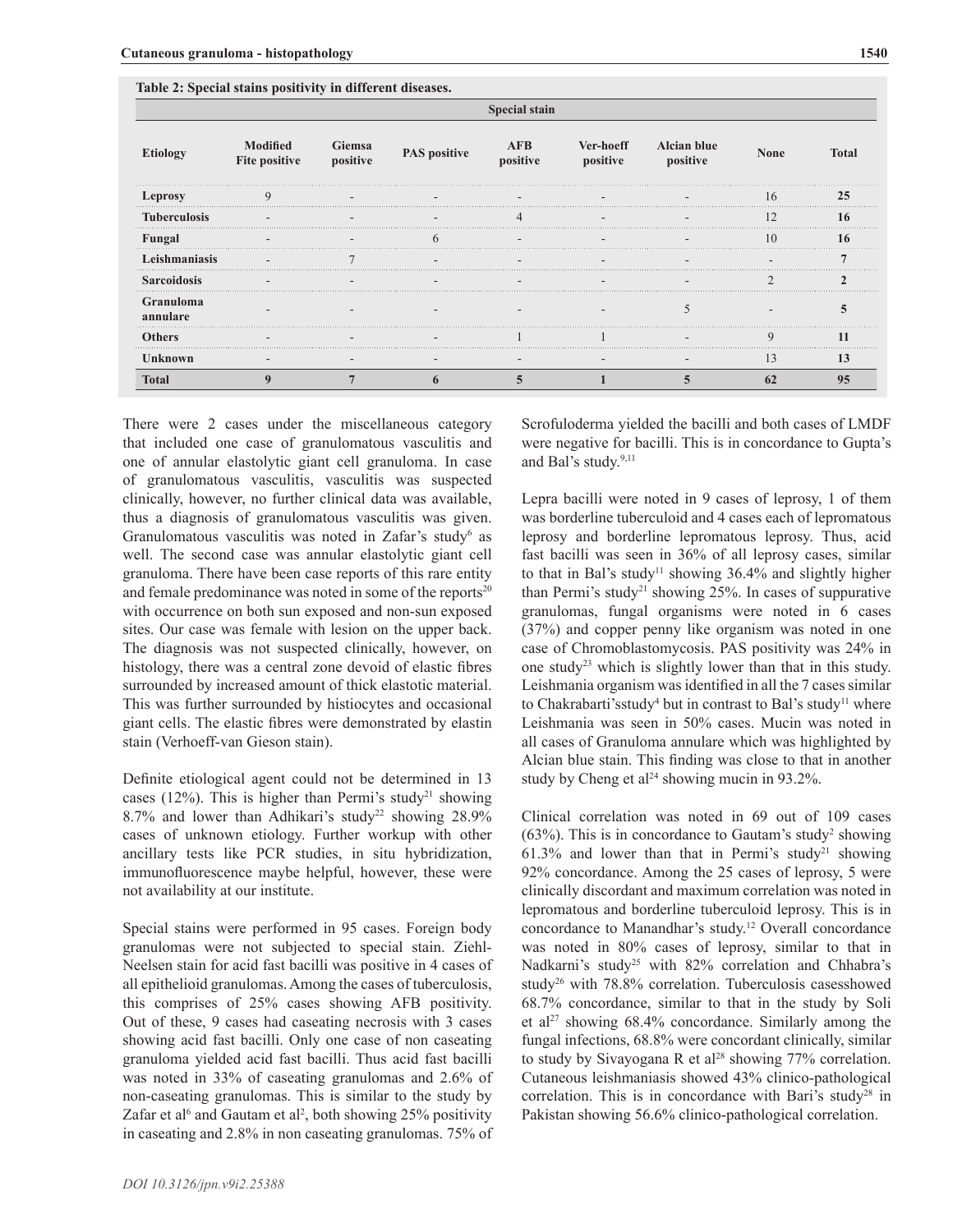**Table 2: Special stains positivity in different diseases.**

| Etiology | Special stain | | | | | | | |
|---|---|---|---|---|---|---|---|---|
| | Modified Fite positive | Giemsa positive | PAS positive | AFB positive | Ver-hoeff positive | Alcian blue positive | None | Total |
| Leprosy | 9 | - | - | - | - | - | 16 | 25 |
| Tuberculosis | - | - | - | 4 | - | - | 12 | 16 |
| Fungal | - | - | 6 | - | - | - | 10 | 16 |
| Leishmaniasis | - | 7 | - | - | - | - | - | 7 |
| Sarcoidosis | - | - | - | - | - | - | 2 | 2 |
| Granuloma annulare | - | - | - | - | - | 5 | - | 5 |
| Others | - | - | - | 1 | 1 | - | 9 | 11 |
| Unknown | - | - | - | - | - | - | 13 | 13 |
| Total | 9 | 7 | 6 | 5 | 1 | 5 | 62 | 95 |

There were 2 cases under the miscellaneous category that included one case of granulomatous vasculitis and one of annular elastolytic giant cell granuloma. In case of granulomatous vasculitis, vasculitis was suspected clinically, however, no further clinical data was available, thus a diagnosis of granulomatous vasculitis was given. Granulomatous vasculitis was noted in Zafar's study[6] as well. The second case was annular elastolytic giant cell granuloma. There have been case reports of this rare entity and female predominance was noted in some of the reports[20] with occurrence on both sun exposed and non-sun exposed sites. Our case was female with lesion on the upper back. The diagnosis was not suspected clinically, however, on histology, there was a central zone devoid of elastic fibres surrounded by increased amount of thick elastotic material. This was further surrounded by histiocytes and occasional giant cells. The elastic fibres were demonstrated by elastin stain (Verhoeff-van Gieson stain).

Definite etiological agent could not be determined in 13 cases (12%). This is higher than Permi's study[21] showing 8.7% and lower than Adhikari's study[22] showing 28.9% cases of unknown etiology. Further workup with other ancillary tests like PCR studies, in situ hybridization, immunofluorescence maybe helpful, however, these were not availability at our institute.

Special stains were performed in 95 cases. Foreign body granulomas were not subjected to special stain. Ziehl-Neelsen stain for acid fast bacilli was positive in 4 cases of all epithelioid granulomas. Among the cases of tuberculosis, this comprises of 25% cases showing AFB positivity. Out of these, 9 cases had caseating necrosis with 3 cases showing acid fast bacilli. Only one case of non caseating granuloma yielded acid fast bacilli. Thus acid fast bacilli was noted in 33% of caseating granulomas and 2.6% of non-caseating granulomas. This is similar to the study by Zafar et al[6] and Gautam et al[2], both showing 25% positivity in caseating and 2.8% in non caseating granulomas. 75% of Scrofuloderma yielded the bacilli and both cases of LMDF were negative for bacilli. This is in concordance to Gupta's and Bal's study.[9,11]

Lepra bacilli were noted in 9 cases of leprosy, 1 of them was borderline tuberculoid and 4 cases each of lepromatous leprosy and borderline lepromatous leprosy. Thus, acid fast bacilli was seen in 36% of all leprosy cases, similar to that in Bal's study[11] showing 36.4% and slightly higher than Permi's study[21] showing 25%. In cases of suppurative granulomas, fungal organisms were noted in 6 cases (37%) and copper penny like organism was noted in one case of Chromoblastomycosis. PAS positivity was 24% in one study[23] which is slightly lower than that in this study. Leishmania organism was identified in all the 7 cases similar to Chakrabarti'sstudy[4] but in contrast to Bal's study[11] where Leishmania was seen in 50% cases. Mucin was noted in all cases of Granuloma annulare which was highlighted by Alcian blue stain. This finding was close to that in another study by Cheng et al[24] showing mucin in 93.2%.

Clinical correlation was noted in 69 out of 109 cases (63%). This is in concordance to Gautam's study[2] showing 61.3% and lower than that in Permi's study[21] showing 92% concordance. Among the 25 cases of leprosy, 5 were clinically discordant and maximum correlation was noted in lepromatous and borderline tuberculoid leprosy. This is in concordance to Manandhar's study.[12] Overall concordance was noted in 80% cases of leprosy, similar to that in Nadkarni's study[25] with 82% correlation and Chhabra's study[26] with 78.8% correlation. Tuberculosis casesshowed 68.7% concordance, similar to that in the study by Soli et al[27] showing 68.4% concordance. Similarly among the fungal infections, 68.8% were concordant clinically, similar to study by Sivayogana R et al[28] showing 77% correlation. Cutaneous leishmaniasis showed 43% clinico-pathological correlation. This is in concordance with Bari's study[28] in Pakistan showing 56.6% clinico-pathological correlation.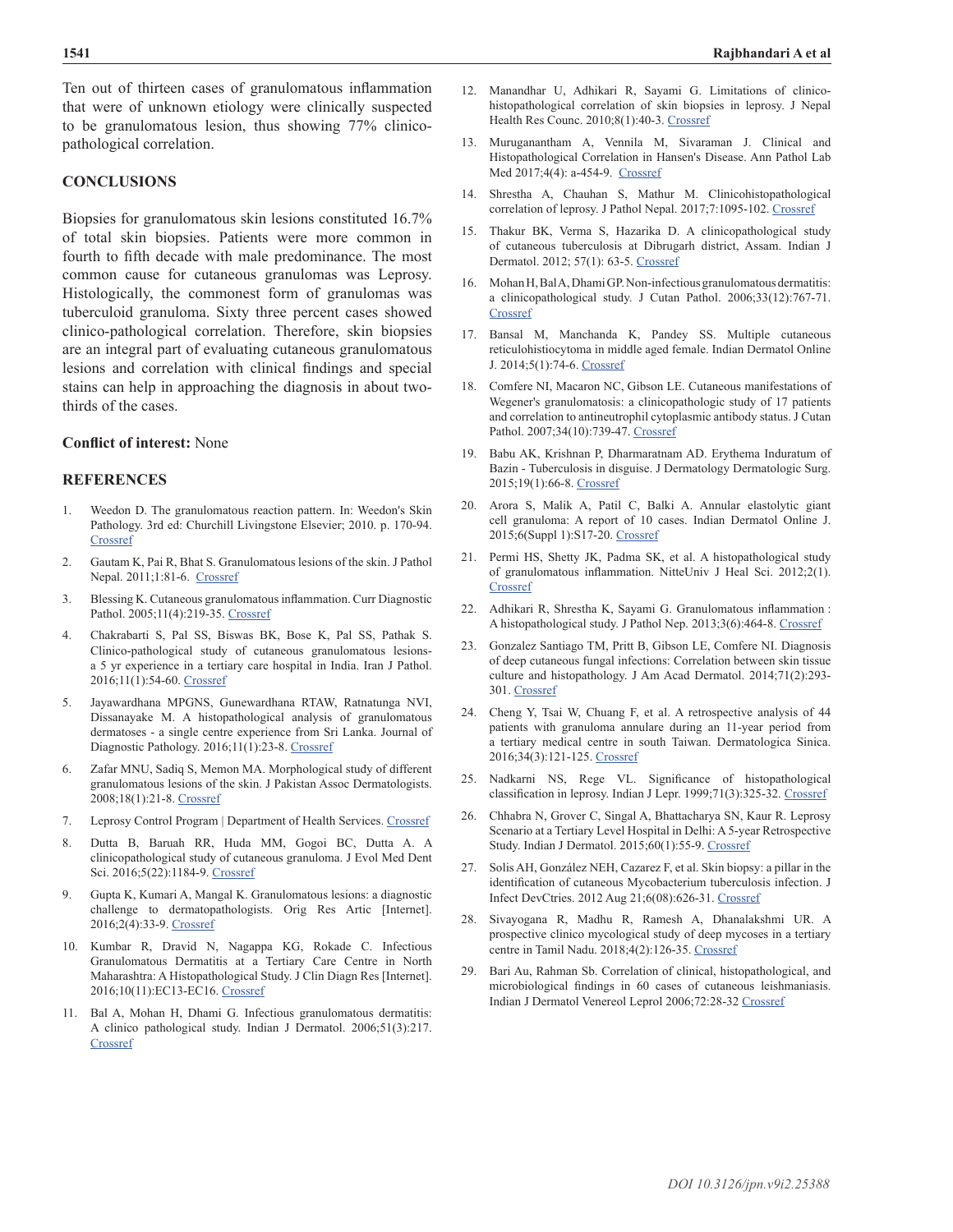Ten out of thirteen cases of granulomatous inflammation that were of unknown etiology were clinically suspected to be granulomatous lesion, thus showing 77% clinico-pathological correlation.

## CONCLUSIONS

Biopsies for granulomatous skin lesions constituted 16.7% of total skin biopsies. Patients were more common in fourth to fifth decade with male predominance. The most common cause for cutaneous granulomas was Leprosy. Histologically, the commonest form of granulomas was tuberculoid granuloma. Sixty three percent cases showed clinico-pathological correlation. Therefore, skin biopsies are an integral part of evaluating cutaneous granulomatous lesions and correlation with clinical findings and special stains can help in approaching the diagnosis in about two-thirds of the cases.

**Conflict of interest:** None

## REFERENCES

1. Weedon D. The granulomatous reaction pattern. In: Weedon's Skin Pathology. 3rd ed: Churchill Livingstone Elsevier; 2010. p. 170-94. Crossref
2. Gautam K, Pai R, Bhat S. Granulomatous lesions of the skin. J Pathol Nepal. 2011;1:81-6. Crossref
3. Blessing K. Cutaneous granulomatous inflammation. Curr Diagnostic Pathol. 2005;11(4):219-35. Crossref
4. Chakrabarti S, Pal SS, Biswas BK, Bose K, Pal SS, Pathak S. Clinico-pathological study of cutaneous granulomatous lesions- a 5 yr experience in a tertiary care hospital in India. Iran J Pathol. 2016;11(1):54-60. Crossref
5. Jayawardhana MPGNS, Gunewardhana RTAW, Ratnatunga NVI, Dissanayake M. A histopathological analysis of granulomatous dermatoses - a single centre experience from Sri Lanka. Journal of Diagnostic Pathology. 2016;11(1):23-8. Crossref
6. Zafar MNU, Sadiq S, Memon MA. Morphological study of different granulomatous lesions of the skin. J Pakistan Assoc Dermatologists. 2008;18(1):21-8. Crossref
7. Leprosy Control Program | Department of Health Services. Crossref
8. Dutta B, Baruah RR, Huda MM, Gogoi BC, Dutta A. A clinicopathological study of cutaneous granuloma. J Evol Med Dent Sci. 2016;5(22):1184-9. Crossref
9. Gupta K, Kumari A, Mangal K. Granulomatous lesions: a diagnostic challenge to dermatopathologists. Orig Res Artic [Internet]. 2016;2(4):33-9. Crossref
10. Kumbar R, Dravid N, Nagappa KG, Rokade C. Infectious Granulomatous Dermatitis at a Tertiary Care Centre in North Maharashtra: A Histopathological Study. J Clin Diagn Res [Internet]. 2016;10(11):EC13-EC16. Crossref
11. Bal A, Mohan H, Dhami G. Infectious granulomatous dermatitis: A clinico pathological study. Indian J Dermatol. 2006;51(3):217. Crossref
12. Manandhar U, Adhikari R, Sayami G. Limitations of clinico-histopathological correlation of skin biopsies in leprosy. J Nepal Health Res Counc. 2010;8(1):40-3. Crossref
13. Muruganantham A, Vennila M, Sivaraman J. Clinical and Histopathological Correlation in Hansen's Disease. Ann Pathol Lab Med 2017;4(4): a-454-9. Crossref
14. Shrestha A, Chauhan S, Mathur M. Clinicohistopathological correlation of leprosy. J Pathol Nepal. 2017;7:1095-102. Crossref
15. Thakur BK, Verma S, Hazarika D. A clinicopathological study of cutaneous tuberculosis at Dibrugarh district, Assam. Indian J Dermatol. 2012; 57(1): 63-5. Crossref
16. Mohan H, Bal A, Dhami GP. Non-infectious granulomatous dermatitis: a clinicopathological study. J Cutan Pathol. 2006;33(12):767-71. Crossref
17. Bansal M, Manchanda K, Pandey SS. Multiple cutaneous reticulohistiocytoma in middle aged female. Indian Dermatol Online J. 2014;5(1):74-6. Crossref
18. Comfere NI, Macaron NC, Gibson LE. Cutaneous manifestations of Wegener's granulomatosis: a clinicopathologic study of 17 patients and correlation to antineutrophil cytoplasmic antibody status. J Cutan Pathol. 2007;34(10):739-47. Crossref
19. Babu AK, Krishnan P, Dharmaratnam AD. Erythema Induratum of Bazin - Tuberculosis in disguise. J Dermatology Dermatologic Surg. 2015;19(1):66-8. Crossref
20. Arora S, Malik A, Patil C, Balki A. Annular elastolytic giant cell granuloma: A report of 10 cases. Indian Dermatol Online J. 2015;6(Suppl 1):S17-20. Crossref
21. Permi HS, Shetty JK, Padma SK, et al. A histopathological study of granulomatous inflammation. NitteUniv J Heal Sci. 2012;2(1). Crossref
22. Adhikari R, Shrestha K, Sayami G. Granulomatous inflammation : A histopathological study. J Pathol Nep. 2013;3(6):464-8. Crossref
23. Gonzalez Santiago TM, Pritt B, Gibson LE, Comfere NI. Diagnosis of deep cutaneous fungal infections: Correlation between skin tissue culture and histopathology. J Am Acad Dermatol. 2014;71(2):293-301. Crossref
24. Cheng Y, Tsai W, Chuang F, et al. A retrospective analysis of 44 patients with granuloma annulare during an 11-year period from a tertiary medical centre in south Taiwan. Dermatologica Sinica. 2016;34(3):121-125. Crossref
25. Nadkarni NS, Rege VL. Significance of histopathological classification in leprosy. Indian J Lepr. 1999;71(3):325-32. Crossref
26. Chhabra N, Grover C, Singal A, Bhattacharya SN, Kaur R. Leprosy Scenario at a Tertiary Level Hospital in Delhi: A 5-year Retrospective Study. Indian J Dermatol. 2015;60(1):55-9. Crossref
27. Solis AH, González NEH, Cazarez F, et al. Skin biopsy: a pillar in the identification of cutaneous Mycobacterium tuberculosis infection. J Infect DevCtries. 2012 Aug 21;6(08):626-31. Crossref
28. Sivayogana R, Madhu R, Ramesh A, Dhanalakshmi UR. A prospective clinico mycological study of deep mycoses in a tertiary centre in Tamil Nadu. 2018;4(2):126-35. Crossref
29. Bari Au, Rahman Sb. Correlation of clinical, histopathological, and microbiological findings in 60 cases of cutaneous leishmaniasis. Indian J Dermatol Venereol Leprol 2006;72:28-32 Crossref